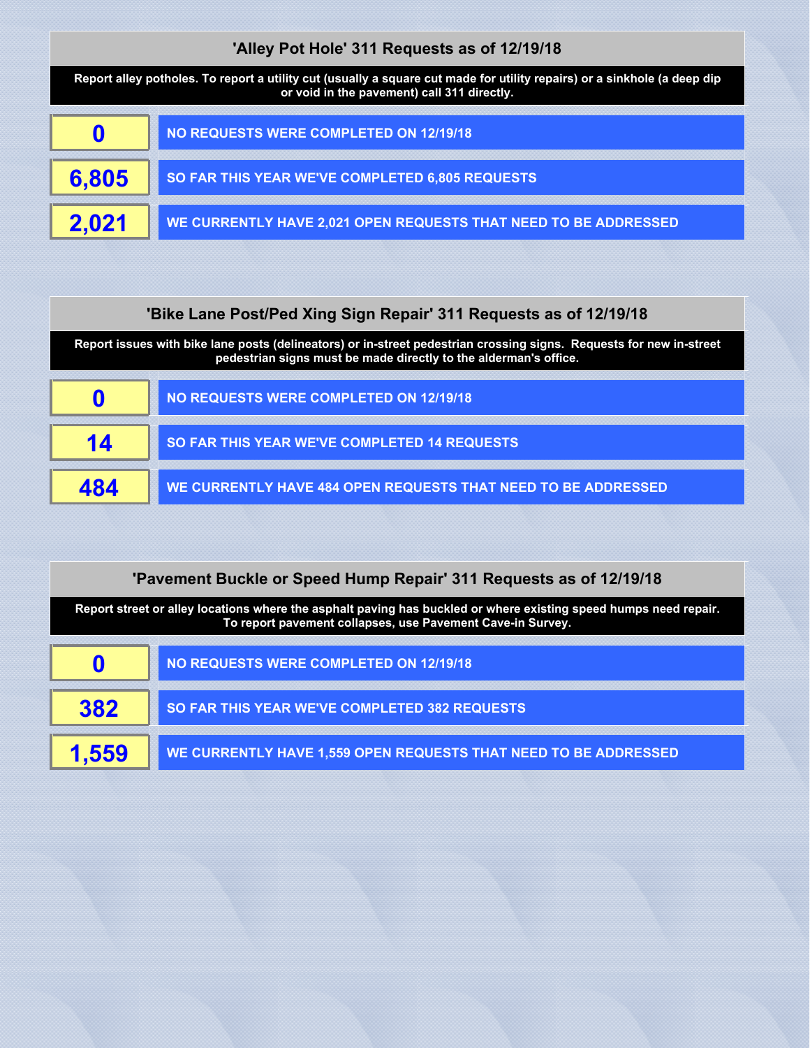## 'Alley Pot Hole' 311 Requests as of 12/19/18

**Report alley potholes. To report a utility cut (usually a square cut made for utility repairs) or a sinkhole (a deep dip or void in the pavement) call 311 directly.**

| | |
|---|---|
| **0** | NO REQUESTS WERE COMPLETED ON 12/19/18 |
| **6,805** | SO FAR THIS YEAR WE'VE COMPLETED 6,805 REQUESTS |
| **2,021** | WE CURRENTLY HAVE 2,021 OPEN REQUESTS THAT NEED TO BE ADDRESSED |

## 'Bike Lane Post/Ped Xing Sign Repair' 311 Requests as of 12/19/18

**Report issues with bike lane posts (delineators) or in-street pedestrian crossing signs. Requests for new in-street pedestrian signs must be made directly to the alderman's office.**

| | |
|---|---|
| **0** | NO REQUESTS WERE COMPLETED ON 12/19/18 |
| **14** | SO FAR THIS YEAR WE'VE COMPLETED 14 REQUESTS |
| **484** | WE CURRENTLY HAVE 484 OPEN REQUESTS THAT NEED TO BE ADDRESSED |

## 'Pavement Buckle or Speed Hump Repair' 311 Requests as of 12/19/18

**Report street or alley locations where the asphalt paving has buckled or where existing speed humps need repair. To report pavement collapses, use Pavement Cave-in Survey.**

| | |
|---|---|
| **0** | NO REQUESTS WERE COMPLETED ON 12/19/18 |
| **382** | SO FAR THIS YEAR WE'VE COMPLETED 382 REQUESTS |
| **1,559** | WE CURRENTLY HAVE 1,559 OPEN REQUESTS THAT NEED TO BE ADDRESSED |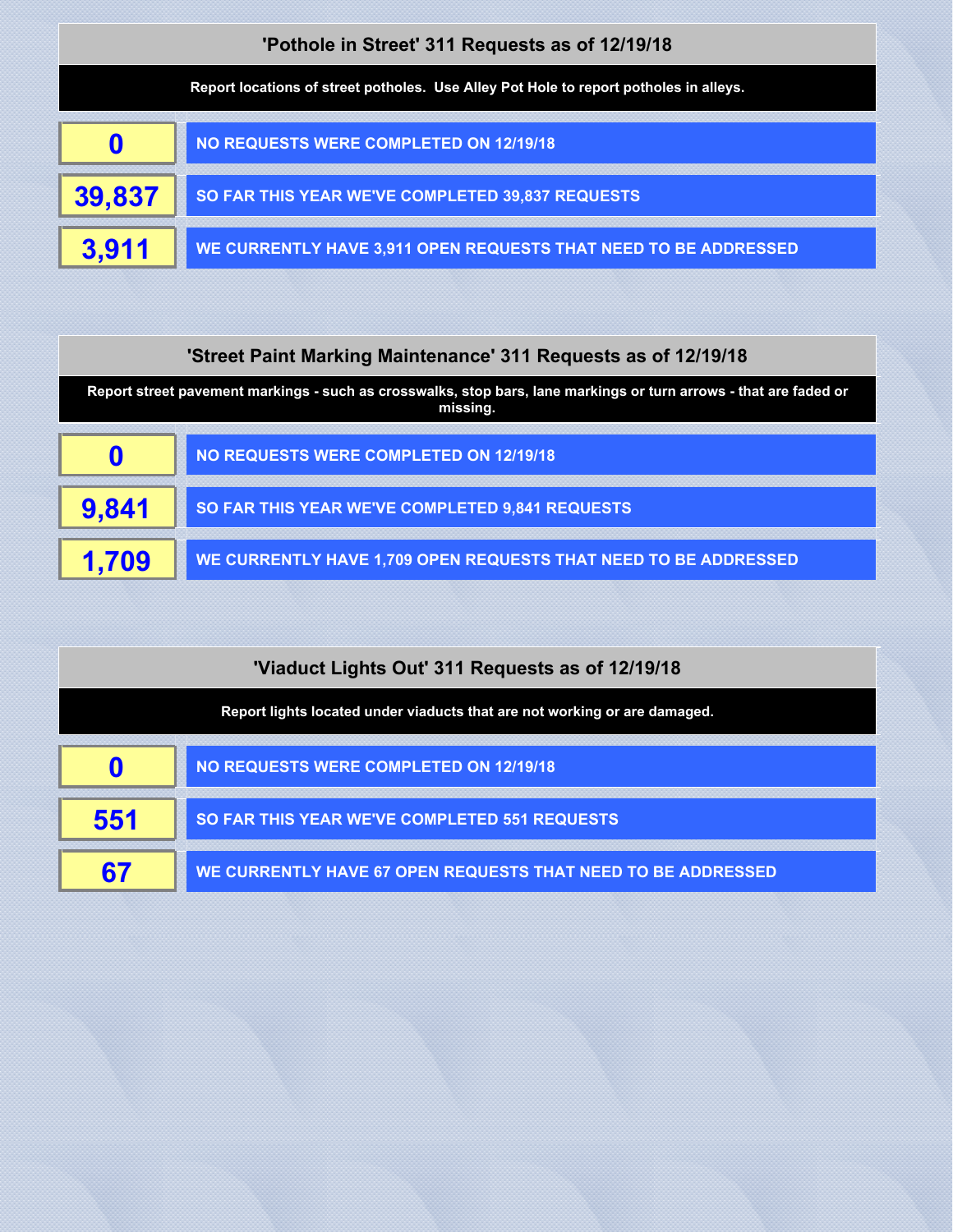## 'Pothole in Street' 311 Requests as of 12/19/18

**Report locations of street potholes. Use Alley Pot Hole to report potholes in alleys.**

| | |
|---|---|
| **0** | NO REQUESTS WERE COMPLETED ON 12/19/18 |
| **39,837** | SO FAR THIS YEAR WE'VE COMPLETED 39,837 REQUESTS |
| **3,911** | WE CURRENTLY HAVE 3,911 OPEN REQUESTS THAT NEED TO BE ADDRESSED |

## 'Street Paint Marking Maintenance' 311 Requests as of 12/19/18

**Report street pavement markings - such as crosswalks, stop bars, lane markings or turn arrows - that are faded or missing.**

| | |
|---|---|
| **0** | NO REQUESTS WERE COMPLETED ON 12/19/18 |
| **9,841** | SO FAR THIS YEAR WE'VE COMPLETED 9,841 REQUESTS |
| **1,709** | WE CURRENTLY HAVE 1,709 OPEN REQUESTS THAT NEED TO BE ADDRESSED |

## 'Viaduct Lights Out' 311 Requests as of 12/19/18

**Report lights located under viaducts that are not working or are damaged.**

| | |
|---|---|
| **0** | NO REQUESTS WERE COMPLETED ON 12/19/18 |
| **551** | SO FAR THIS YEAR WE'VE COMPLETED 551 REQUESTS |
| **67** | WE CURRENTLY HAVE 67 OPEN REQUESTS THAT NEED TO BE ADDRESSED |